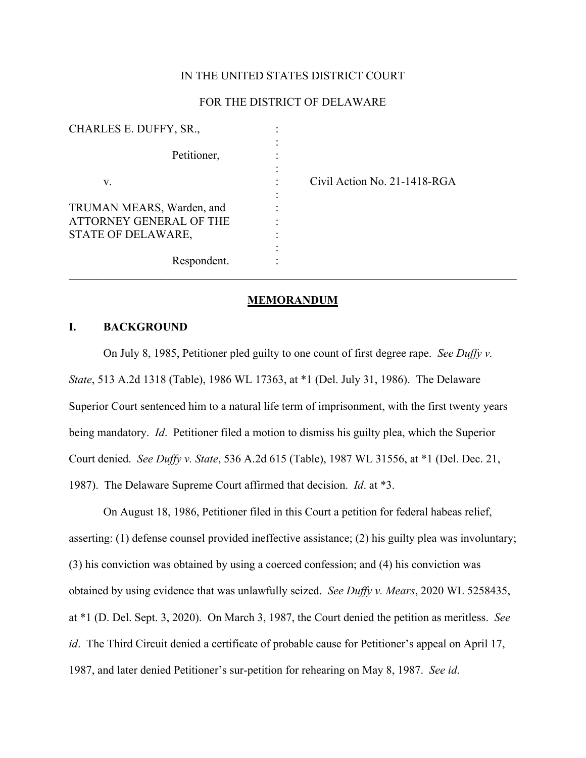IN THE UNITED STATES DISTRICT COURT

FOR THE DISTRICT OF DELAWARE

| | | |
|---|---|---|
| CHARLES E. DUFFY, SR., | : | |
| Petitioner, | : | |
| v. | : | Civil Action No. 21-1418-RGA |
| TRUMAN MEARS, Warden, and ATTORNEY GENERAL OF THE STATE OF DELAWARE, | : | |
| Respondent. | : | |

---

## MEMORANDUM

## I. BACKGROUND

On July 8, 1985, Petitioner pled guilty to one count of first degree rape. *See Duffy v. State*, 513 A.2d 1318 (Table), 1986 WL 17363, at *1 (Del. July 31, 1986). The Delaware Superior Court sentenced him to a natural life term of imprisonment, with the first twenty years being mandatory. *Id*. Petitioner filed a motion to dismiss his guilty plea, which the Superior Court denied. *See Duffy v. State*, 536 A.2d 615 (Table), 1987 WL 31556, at *1 (Del. Dec. 21, 1987). The Delaware Supreme Court affirmed that decision. *Id*. at *3.

On August 18, 1986, Petitioner filed in this Court a petition for federal habeas relief, asserting: (1) defense counsel provided ineffective assistance; (2) his guilty plea was involuntary; (3) his conviction was obtained by using a coerced confession; and (4) his conviction was obtained by using evidence that was unlawfully seized. *See Duffy v. Mears*, 2020 WL 5258435, at *1 (D. Del. Sept. 3, 2020). On March 3, 1987, the Court denied the petition as meritless. *See id*. The Third Circuit denied a certificate of probable cause for Petitioner's appeal on April 17, 1987, and later denied Petitioner's sur-petition for rehearing on May 8, 1987. *See id*.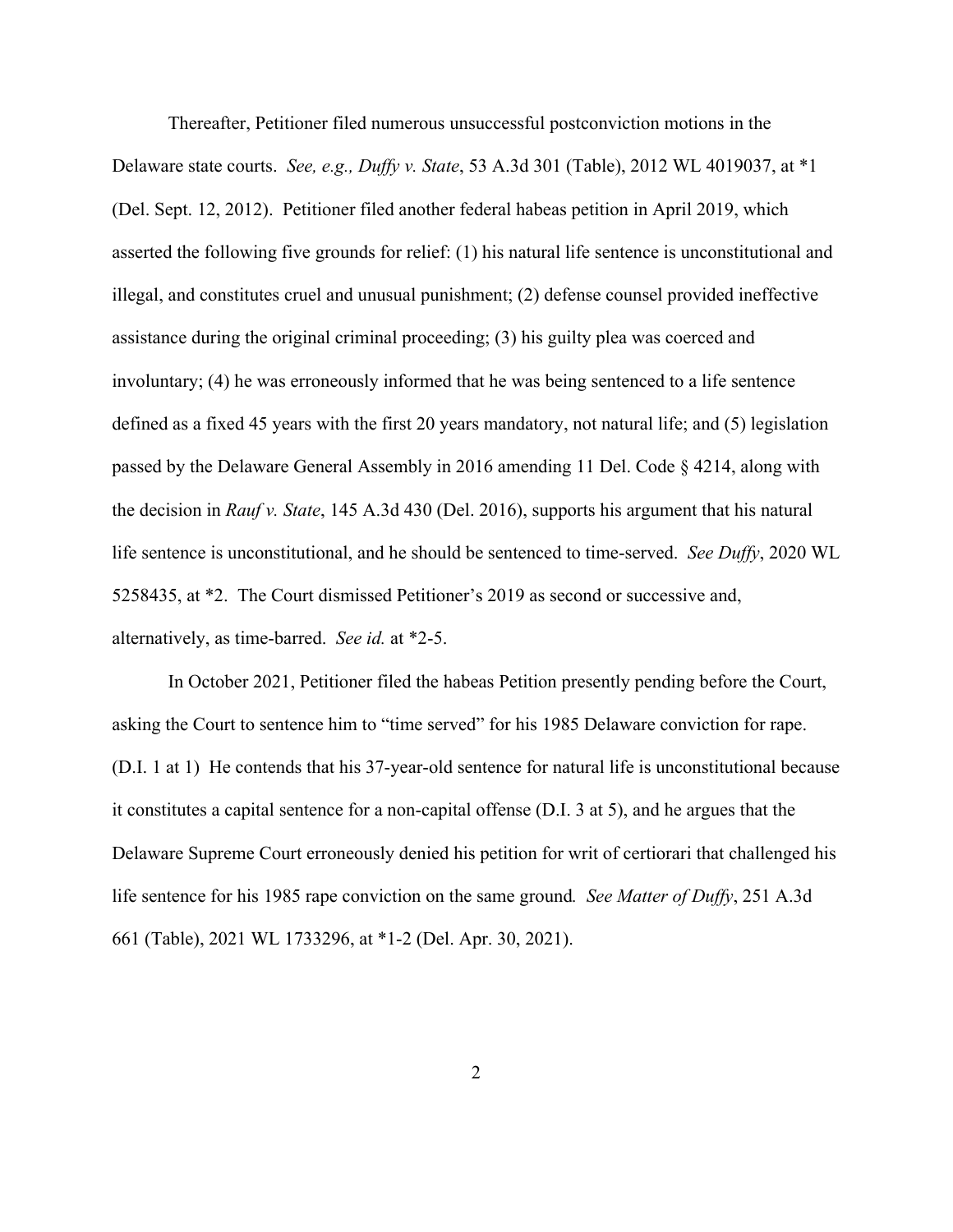Thereafter, Petitioner filed numerous unsuccessful postconviction motions in the Delaware state courts. *See, e.g., Duffy v. State*, 53 A.3d 301 (Table), 2012 WL 4019037, at *1 (Del. Sept. 12, 2012). Petitioner filed another federal habeas petition in April 2019, which asserted the following five grounds for relief: (1) his natural life sentence is unconstitutional and illegal, and constitutes cruel and unusual punishment; (2) defense counsel provided ineffective assistance during the original criminal proceeding; (3) his guilty plea was coerced and involuntary; (4) he was erroneously informed that he was being sentenced to a life sentence defined as a fixed 45 years with the first 20 years mandatory, not natural life; and (5) legislation passed by the Delaware General Assembly in 2016 amending 11 Del. Code § 4214, along with the decision in *Rauf v. State*, 145 A.3d 430 (Del. 2016), supports his argument that his natural life sentence is unconstitutional, and he should be sentenced to time-served. *See Duffy*, 2020 WL 5258435, at *2. The Court dismissed Petitioner's 2019 as second or successive and, alternatively, as time-barred. *See id.* at *2-5.

In October 2021, Petitioner filed the habeas Petition presently pending before the Court, asking the Court to sentence him to "time served" for his 1985 Delaware conviction for rape. (D.I. 1 at 1) He contends that his 37-year-old sentence for natural life is unconstitutional because it constitutes a capital sentence for a non-capital offense (D.I. 3 at 5), and he argues that the Delaware Supreme Court erroneously denied his petition for writ of certiorari that challenged his life sentence for his 1985 rape conviction on the same ground*. See Matter of Duffy*, 251 A.3d 661 (Table), 2021 WL 1733296, at *1-2 (Del. Apr. 30, 2021).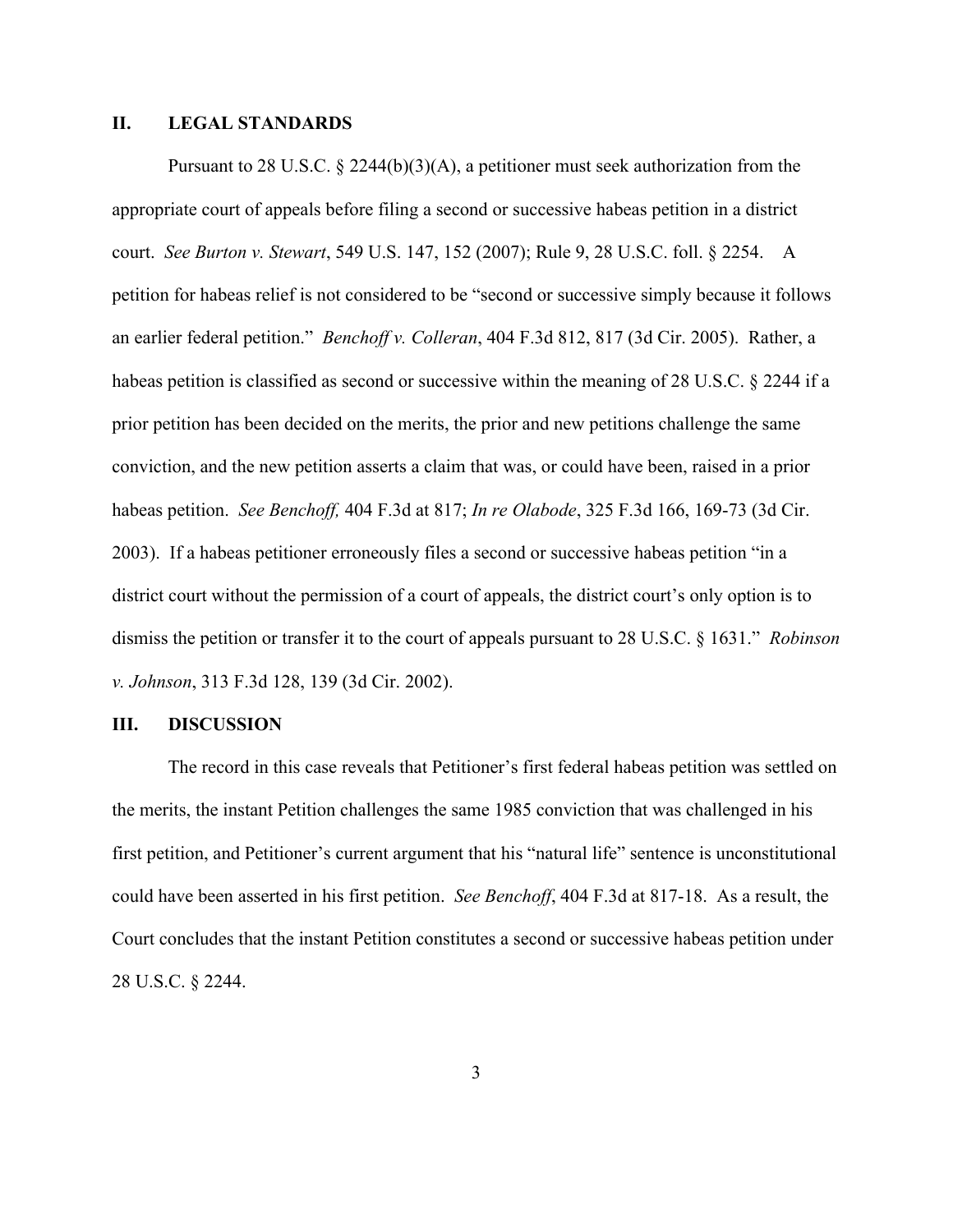## II. LEGAL STANDARDS

Pursuant to 28 U.S.C. § 2244(b)(3)(A), a petitioner must seek authorization from the appropriate court of appeals before filing a second or successive habeas petition in a district court. *See Burton v. Stewart*, 549 U.S. 147, 152 (2007); Rule 9, 28 U.S.C. foll. § 2254. A petition for habeas relief is not considered to be "second or successive simply because it follows an earlier federal petition." *Benchoff v. Colleran*, 404 F.3d 812, 817 (3d Cir. 2005). Rather, a habeas petition is classified as second or successive within the meaning of 28 U.S.C. § 2244 if a prior petition has been decided on the merits, the prior and new petitions challenge the same conviction, and the new petition asserts a claim that was, or could have been, raised in a prior habeas petition. *See Benchoff,* 404 F.3d at 817; *In re Olabode*, 325 F.3d 166, 169-73 (3d Cir. 2003). If a habeas petitioner erroneously files a second or successive habeas petition "in a district court without the permission of a court of appeals, the district court's only option is to dismiss the petition or transfer it to the court of appeals pursuant to 28 U.S.C. § 1631." *Robinson v. Johnson*, 313 F.3d 128, 139 (3d Cir. 2002).

## III. DISCUSSION

The record in this case reveals that Petitioner's first federal habeas petition was settled on the merits, the instant Petition challenges the same 1985 conviction that was challenged in his first petition, and Petitioner's current argument that his "natural life" sentence is unconstitutional could have been asserted in his first petition. *See Benchoff*, 404 F.3d at 817-18. As a result, the Court concludes that the instant Petition constitutes a second or successive habeas petition under 28 U.S.C. § 2244.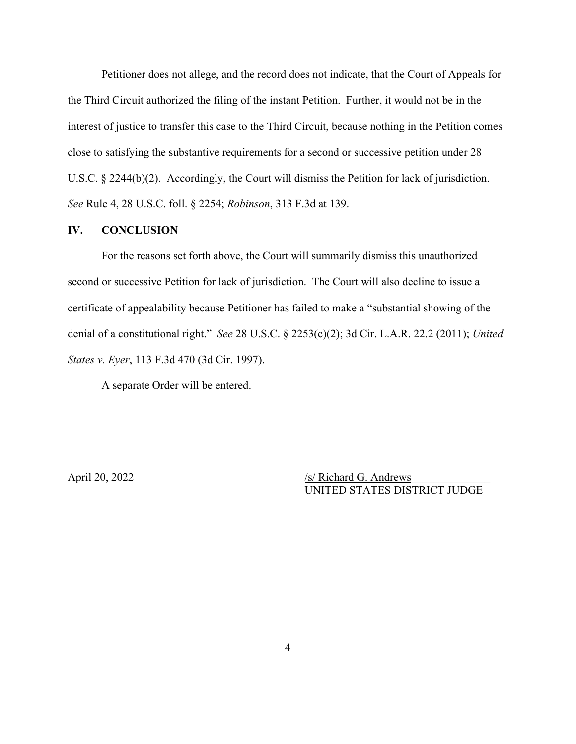Petitioner does not allege, and the record does not indicate, that the Court of Appeals for the Third Circuit authorized the filing of the instant Petition. Further, it would not be in the interest of justice to transfer this case to the Third Circuit, because nothing in the Petition comes close to satisfying the substantive requirements for a second or successive petition under 28 U.S.C. § 2244(b)(2). Accordingly, the Court will dismiss the Petition for lack of jurisdiction. *See* Rule 4, 28 U.S.C. foll. § 2254; *Robinson*, 313 F.3d at 139.

## IV. CONCLUSION

For the reasons set forth above, the Court will summarily dismiss this unauthorized second or successive Petition for lack of jurisdiction. The Court will also decline to issue a certificate of appealability because Petitioner has failed to make a "substantial showing of the denial of a constitutional right." *See* 28 U.S.C. § 2253(c)(2); 3d Cir. L.A.R. 22.2 (2011); *United States v. Eyer*, 113 F.3d 470 (3d Cir. 1997).

A separate Order will be entered.

April 20, 2022

/s/ Richard G. Andrews
UNITED STATES DISTRICT JUDGE